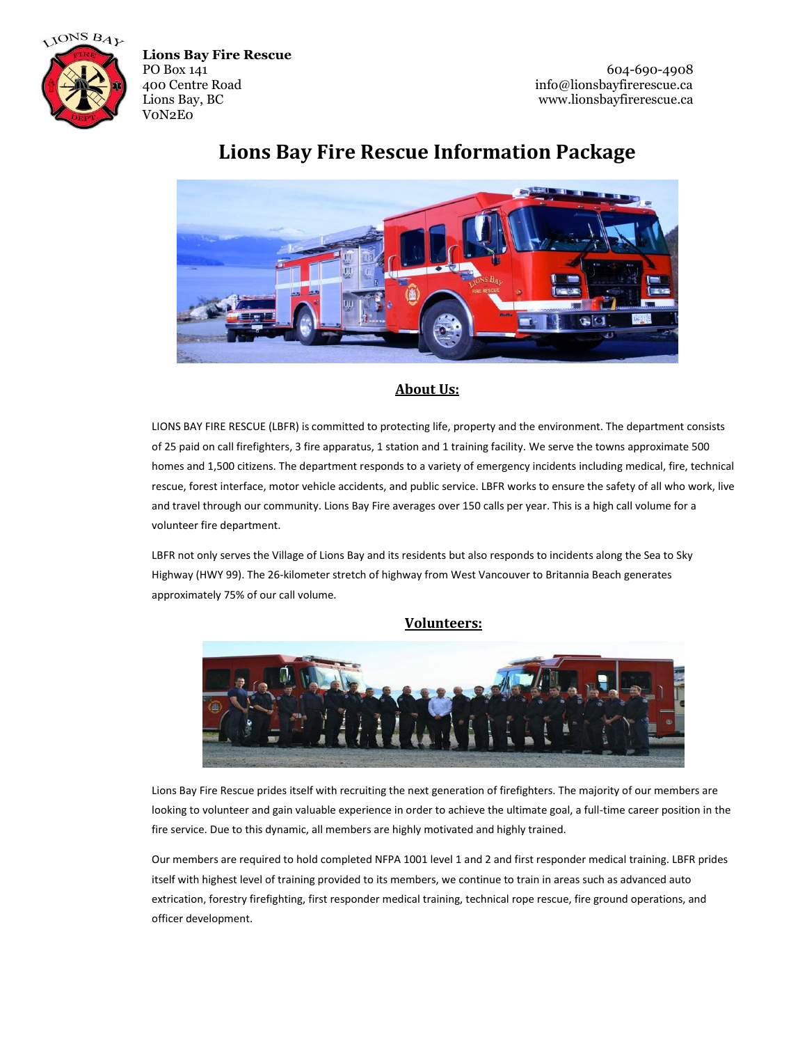**Lions Bay Fire Rescue**
PO Box 141
400 Centre Road
Lions Bay, BC
V0N2E0

604-690-4908
info@lionsbayfirerescue.ca
www.lionsbayfirerescue.ca

# Lions Bay Fire Rescue Information Package

## About Us:

LIONS BAY FIRE RESCUE (LBFR) is committed to protecting life, property and the environment. The department consists of 25 paid on call firefighters, 3 fire apparatus, 1 station and 1 training facility. We serve the towns approximate 500 homes and 1,500 citizens. The department responds to a variety of emergency incidents including medical, fire, technical rescue, forest interface, motor vehicle accidents, and public service. LBFR works to ensure the safety of all who work, live and travel through our community. Lions Bay Fire averages over 150 calls per year. This is a high call volume for a volunteer fire department.

LBFR not only serves the Village of Lions Bay and its residents but also responds to incidents along the Sea to Sky Highway (HWY 99). The 26-kilometer stretch of highway from West Vancouver to Britannia Beach generates approximately 75% of our call volume.

## Volunteers:

Lions Bay Fire Rescue prides itself with recruiting the next generation of firefighters. The majority of our members are looking to volunteer and gain valuable experience in order to achieve the ultimate goal, a full-time career position in the fire service. Due to this dynamic, all members are highly motivated and highly trained.

Our members are required to hold completed NFPA 1001 level 1 and 2 and first responder medical training. LBFR prides itself with highest level of training provided to its members, we continue to train in areas such as advanced auto extrication, forestry firefighting, first responder medical training, technical rope rescue, fire ground operations, and officer development.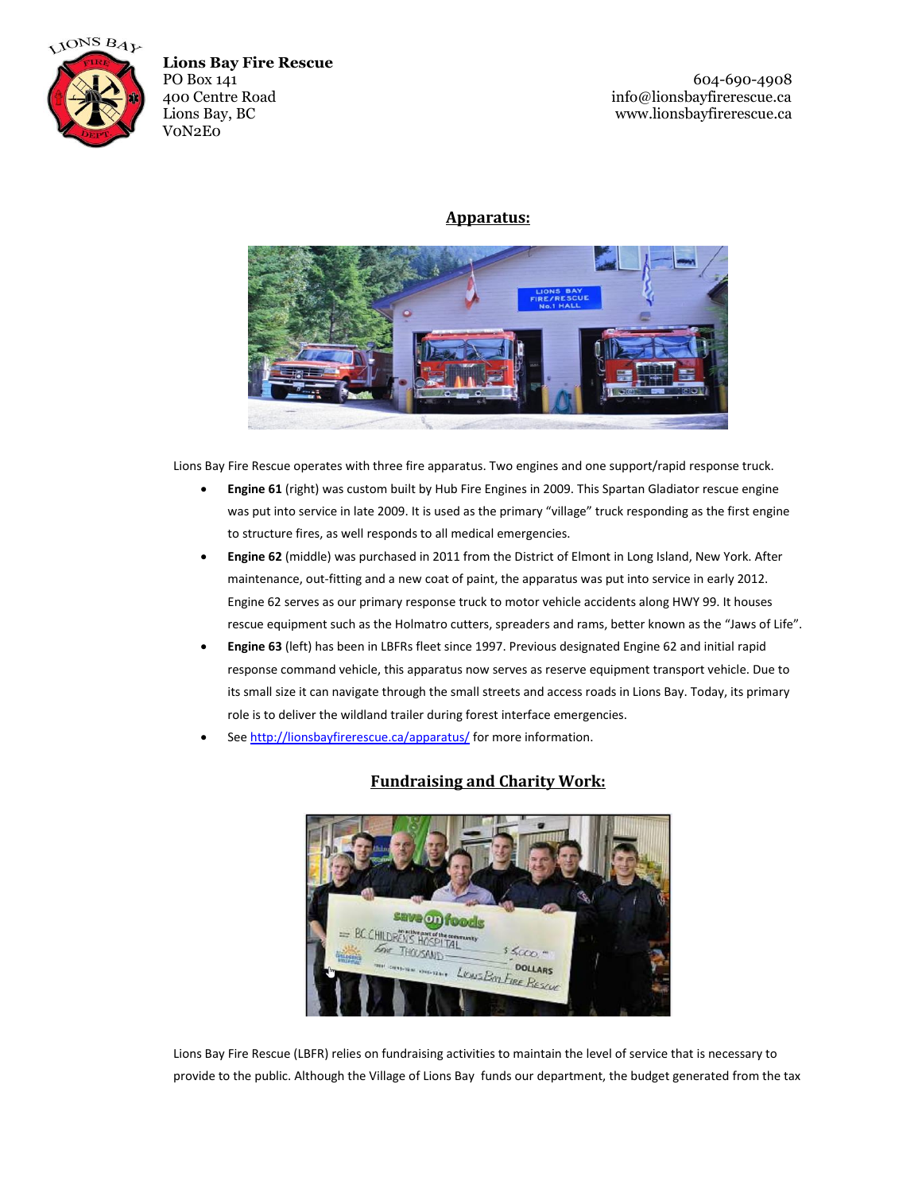**Lions Bay Fire Rescue**
PO Box 141
400 Centre Road
Lions Bay, BC
V0N2E0

604-690-4908
info@lionsbayfirerescue.ca
www.lionsbayfirerescue.ca

## Apparatus:

Lions Bay Fire Rescue operates with three fire apparatus. Two engines and one support/rapid response truck.

- **Engine 61** (right) was custom built by Hub Fire Engines in 2009. This Spartan Gladiator rescue engine was put into service in late 2009. It is used as the primary "village" truck responding as the first engine to structure fires, as well responds to all medical emergencies.
- **Engine 62** (middle) was purchased in 2011 from the District of Elmont in Long Island, New York. After maintenance, out-fitting and a new coat of paint, the apparatus was put into service in early 2012. Engine 62 serves as our primary response truck to motor vehicle accidents along HWY 99. It houses rescue equipment such as the Holmatro cutters, spreaders and rams, better known as the "Jaws of Life".
- **Engine 63** (left) has been in LBFRs fleet since 1997. Previous designated Engine 62 and initial rapid response command vehicle, this apparatus now serves as reserve equipment transport vehicle. Due to its small size it can navigate through the small streets and access roads in Lions Bay. Today, its primary role is to deliver the wildland trailer during forest interface emergencies.
- See http://lionsbayfirerescue.ca/apparatus/ for more information.

## Fundraising and Charity Work:

Lions Bay Fire Rescue (LBFR) relies on fundraising activities to maintain the level of service that is necessary to provide to the public. Although the Village of Lions Bay funds our department, the budget generated from the tax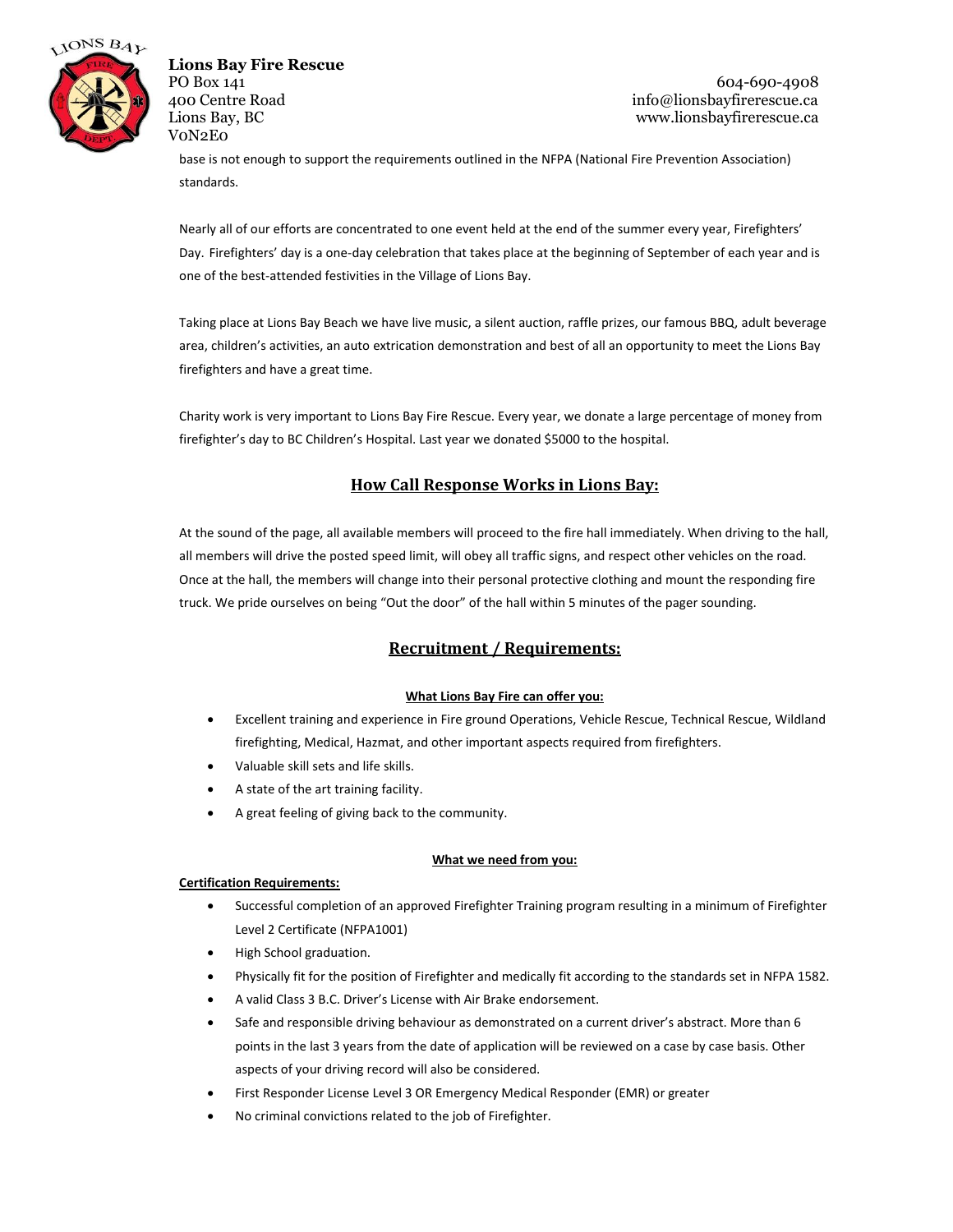base is not enough to support the requirements outlined in the NFPA (National Fire Prevention Association) standards.

Nearly all of our efforts are concentrated to one event held at the end of the summer every year, Firefighters' Day. Firefighters' day is a one-day celebration that takes place at the beginning of September of each year and is one of the best-attended festivities in the Village of Lions Bay.

Taking place at Lions Bay Beach we have live music, a silent auction, raffle prizes, our famous BBQ, adult beverage area, children's activities, an auto extrication demonstration and best of all an opportunity to meet the Lions Bay firefighters and have a great time.

Charity work is very important to Lions Bay Fire Rescue. Every year, we donate a large percentage of money from firefighter's day to BC Children's Hospital. Last year we donated $5000 to the hospital.

## How Call Response Works in Lions Bay:

At the sound of the page, all available members will proceed to the fire hall immediately. When driving to the hall, all members will drive the posted speed limit, will obey all traffic signs, and respect other vehicles on the road. Once at the hall, the members will change into their personal protective clothing and mount the responding fire truck. We pride ourselves on being "Out the door" of the hall within 5 minutes of the pager sounding.

## Recruitment / Requirements:

### What Lions Bay Fire can offer you:

- Excellent training and experience in Fire ground Operations, Vehicle Rescue, Technical Rescue, Wildland firefighting, Medical, Hazmat, and other important aspects required from firefighters.
- Valuable skill sets and life skills.
- A state of the art training facility.
- A great feeling of giving back to the community.

### What we need from you:

**Certification Requirements:**

- Successful completion of an approved Firefighter Training program resulting in a minimum of Firefighter Level 2 Certificate (NFPA1001)
- High School graduation.
- Physically fit for the position of Firefighter and medically fit according to the standards set in NFPA 1582.
- A valid Class 3 B.C. Driver's License with Air Brake endorsement.
- Safe and responsible driving behaviour as demonstrated on a current driver's abstract. More than 6 points in the last 3 years from the date of application will be reviewed on a case by case basis. Other aspects of your driving record will also be considered.
- First Responder License Level 3 OR Emergency Medical Responder (EMR) or greater
- No criminal convictions related to the job of Firefighter.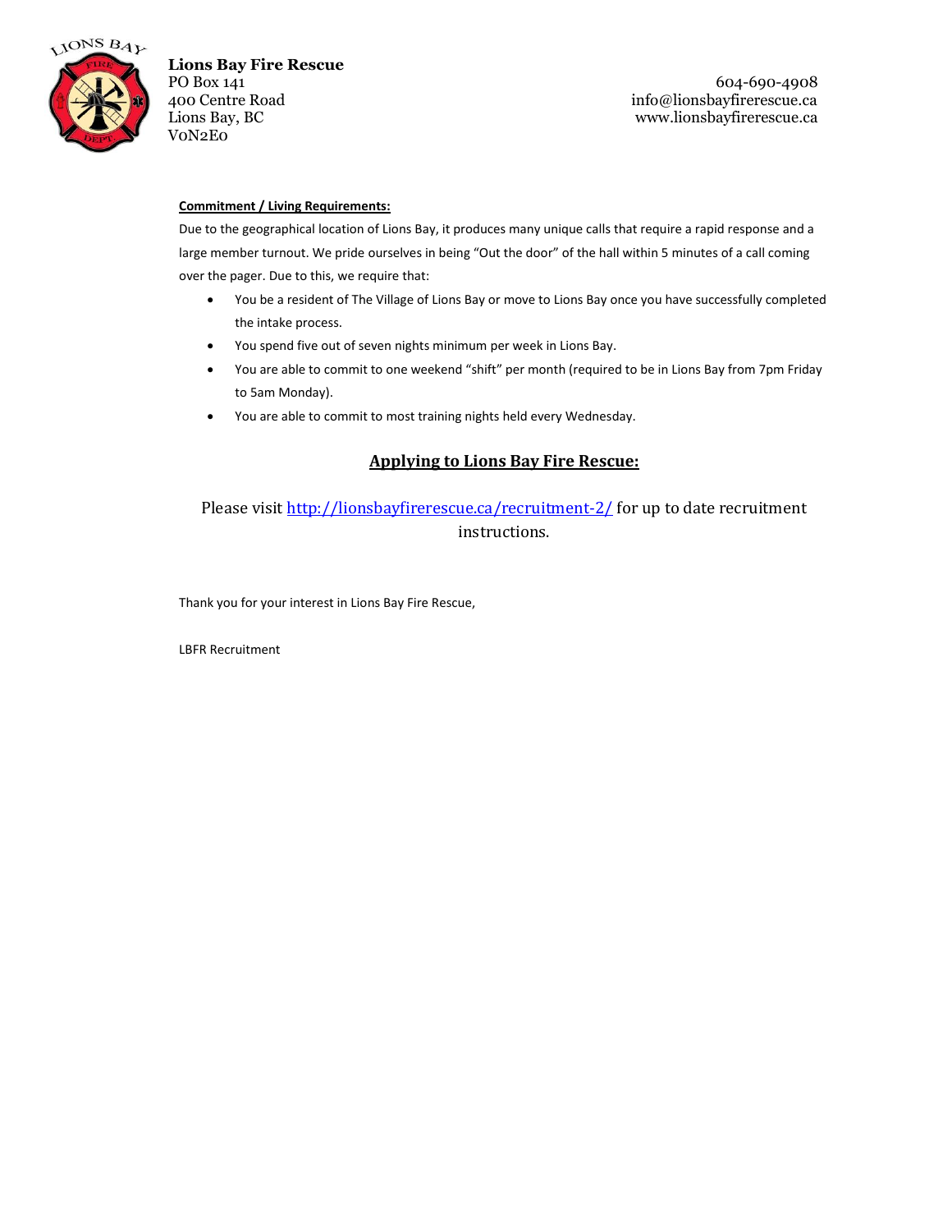**Lions Bay Fire Rescue**
PO Box 141
400 Centre Road
Lions Bay, BC
V0N2E0

604-690-4908
info@lionsbayfirerescue.ca
www.lionsbayfirerescue.ca

**Commitment / Living Requirements:**

Due to the geographical location of Lions Bay, it produces many unique calls that require a rapid response and a large member turnout. We pride ourselves in being "Out the door" of the hall within 5 minutes of a call coming over the pager. Due to this, we require that:

- You be a resident of The Village of Lions Bay or move to Lions Bay once you have successfully completed the intake process.
- You spend five out of seven nights minimum per week in Lions Bay.
- You are able to commit to one weekend "shift" per month (required to be in Lions Bay from 7pm Friday to 5am Monday).
- You are able to commit to most training nights held every Wednesday.

## Applying to Lions Bay Fire Rescue:

Please visit http://lionsbayfirerescue.ca/recruitment-2/ for up to date recruitment instructions.

Thank you for your interest in Lions Bay Fire Rescue,

LBFR Recruitment